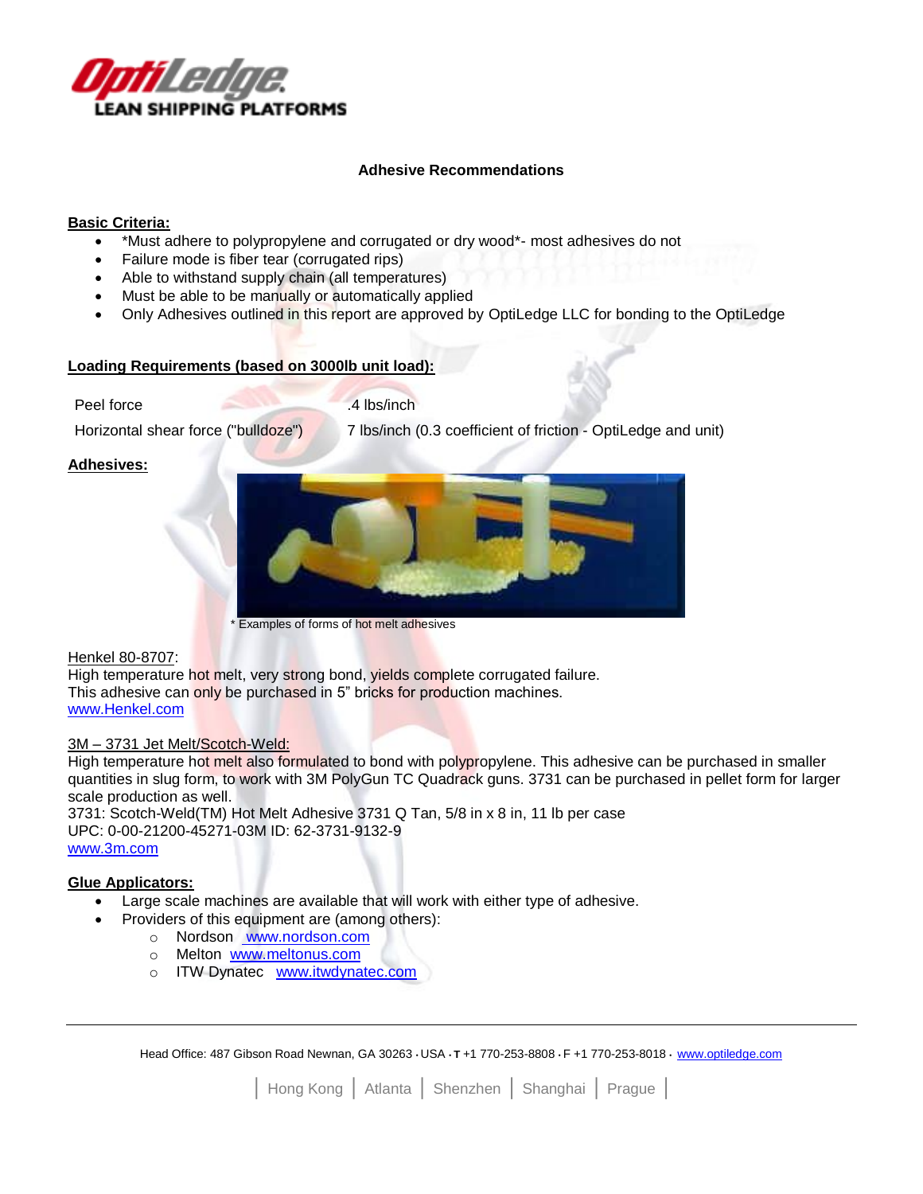# Adhesive Recommendations

**Basic Criteria:**

- *Must adhere to polypropylene and corrugated or dry wood*- most adhesives do not
- Failure mode is fiber tear (corrugated rips)
- Able to withstand supply chain (all temperatures)
- Must be able to be manually or automatically applied
- Only Adhesives outlined in this report are approved by OptiLedge LLC for bonding to the OptiLedge

**Loading Requirements (based on 3000lb unit load):**

| | |
|---|---|
| Peel force | .4 lbs/inch |
| Horizontal shear force ("bulldoze") | 7 lbs/inch (0.3 coefficient of friction - OptiLedge and unit) |

**Adhesives:**

* Examples of forms of hot melt adhesives

Henkel 80-8707:
High temperature hot melt, very strong bond, yields complete corrugated failure.
This adhesive can only be purchased in 5" bricks for production machines.
www.Henkel.com

3M – 3731 Jet Melt/Scotch-Weld:
High temperature hot melt also formulated to bond with polypropylene. This adhesive can be purchased in smaller quantities in slug form, to work with 3M PolyGun TC Quadrack guns. 3731 can be purchased in pellet form for larger scale production as well.
3731: Scotch-Weld(TM) Hot Melt Adhesive 3731 Q Tan, 5/8 in x 8 in, 11 lb per case
UPC: 0-00-21200-45271-03M ID: 62-3731-9132-9
www.3m.com

**Glue Applicators:**

- Large scale machines are available that will work with either type of adhesive.
- Providers of this equipment are (among others):
  - Nordson www.nordson.com
  - Melton www.meltonus.com
  - ITW Dynatec www.itwdynatec.com

Head Office: 487 Gibson Road Newnan, GA 30263 • USA • T +1 770-253-8808 • F +1 770-253-8018 • www.optiledge.com

| Hong Kong | Atlanta | Shenzhen | Shanghai | Prague |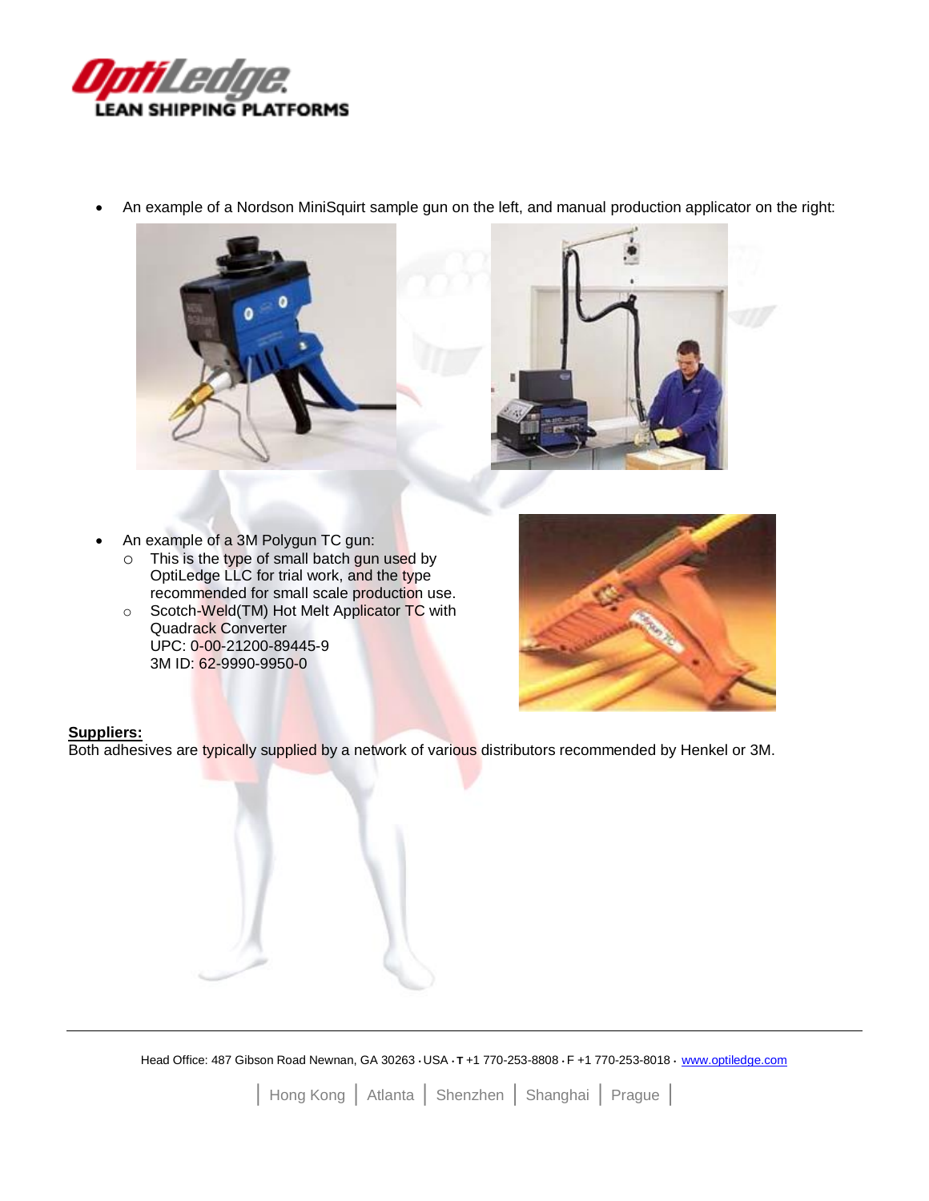- An example of a Nordson MiniSquirt sample gun on the left, and manual production applicator on the right:

- An example of a 3M Polygun TC gun:
  - This is the type of small batch gun used by OptiLedge LLC for trial work, and the type recommended for small scale production use.
  - Scotch-Weld(TM) Hot Melt Applicator TC with Quadrack Converter
    UPC: 0-00-21200-89445-9
    3M ID: 62-9990-9950-0

**Suppliers:**

Both adhesives are typically supplied by a network of various distributors recommended by Henkel or 3M.